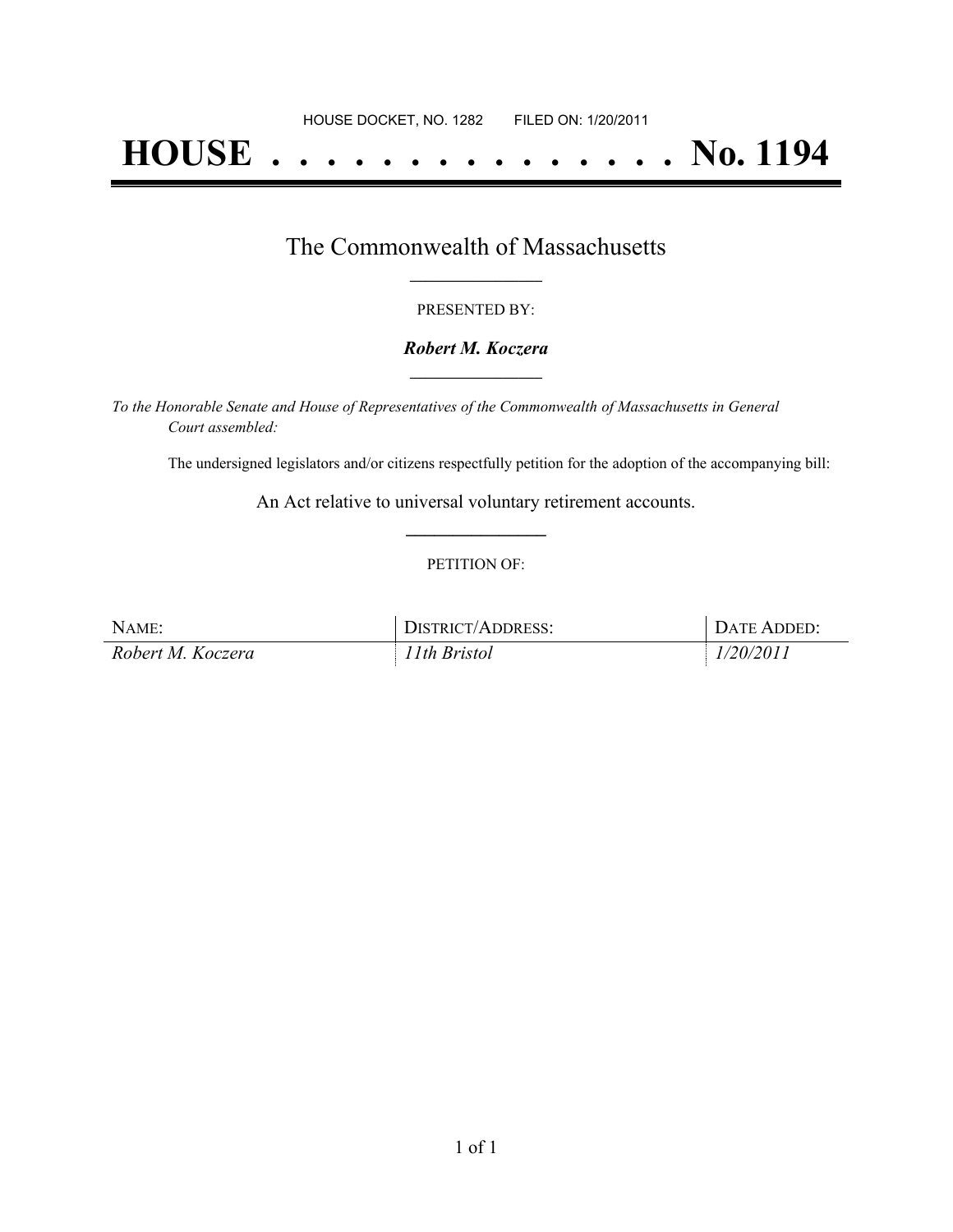HOUSE DOCKET, NO. 1282 FILED ON: 1/20/2011

# HOUSE . . . . . . . . . . . . . . . No. 1194

## The Commonwealth of Massachusetts

PRESENTED BY:

***Robert M. Koczera***

*To the Honorable Senate and House of Representatives of the Commonwealth of Massachusetts in General Court assembled:*

The undersigned legislators and/or citizens respectfully petition for the adoption of the accompanying bill:

An Act relative to universal voluntary retirement accounts.

PETITION OF:

| NAME: | DISTRICT/ADDRESS: | DATE ADDED: |
| --- | --- | --- |
| *Robert M. Koczera* | *11th Bristol* | *1/20/2011* |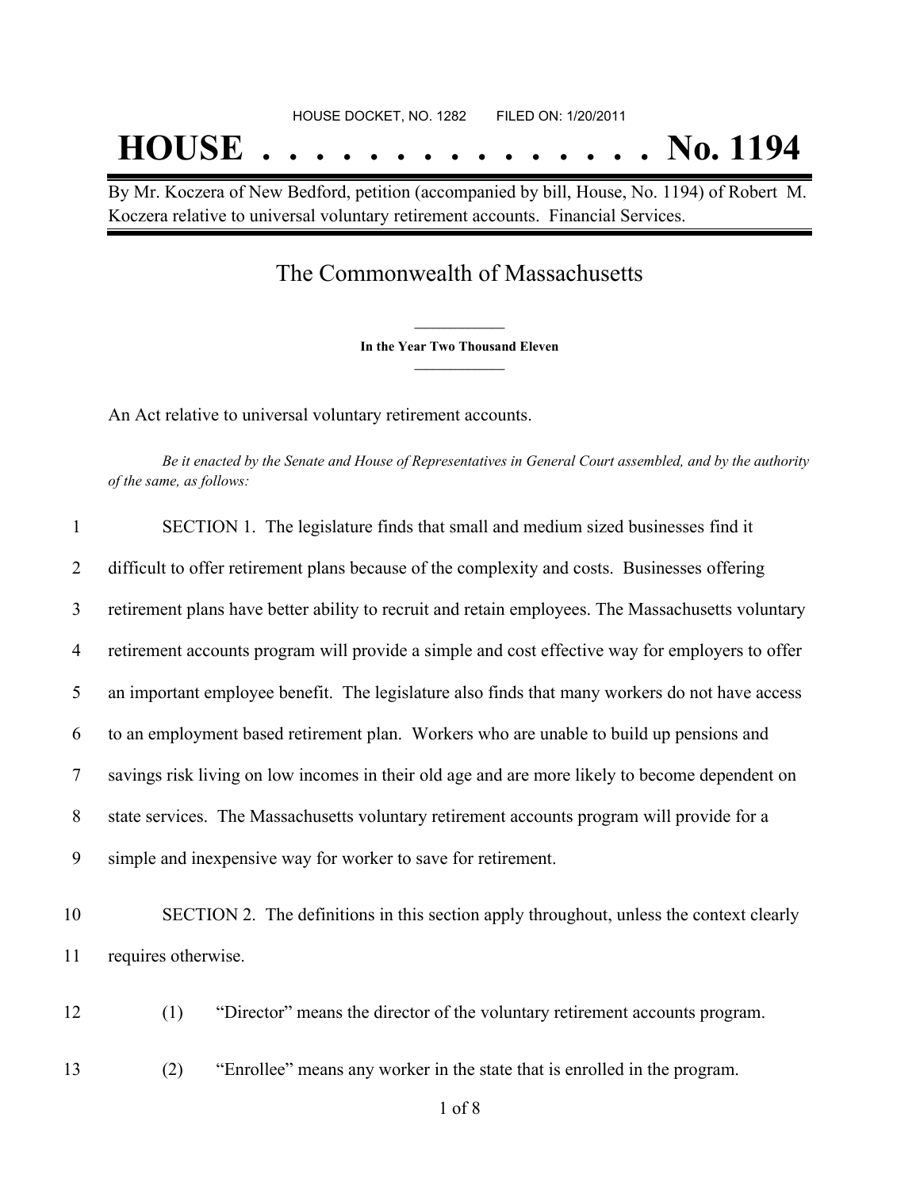HOUSE DOCKET, NO. 1282        FILED ON: 1/20/2011

# HOUSE . . . . . . . . . . . . . . . No. 1194

By Mr. Koczera of New Bedford, petition (accompanied by bill, House, No. 1194) of Robert M. Koczera relative to universal voluntary retirement accounts. Financial Services.

## The Commonwealth of Massachusetts

**In the Year Two Thousand Eleven**

An Act relative to universal voluntary retirement accounts.

*Be it enacted by the Senate and House of Representatives in General Court assembled, and by the authority of the same, as follows:*

1 SECTION 1. The legislature finds that small and medium sized businesses find it
2 difficult to offer retirement plans because of the complexity and costs. Businesses offering
3 retirement plans have better ability to recruit and retain employees. The Massachusetts voluntary
4 retirement accounts program will provide a simple and cost effective way for employers to offer
5 an important employee benefit. The legislature also finds that many workers do not have access
6 to an employment based retirement plan. Workers who are unable to build up pensions and
7 savings risk living on low incomes in their old age and are more likely to become dependent on
8 state services. The Massachusetts voluntary retirement accounts program will provide for a
9 simple and inexpensive way for worker to save for retirement.

10 SECTION 2. The definitions in this section apply throughout, unless the context clearly
11 requires otherwise.

12 (1) “Director” means the director of the voluntary retirement accounts program.

13 (2) “Enrollee” means any worker in the state that is enrolled in the program.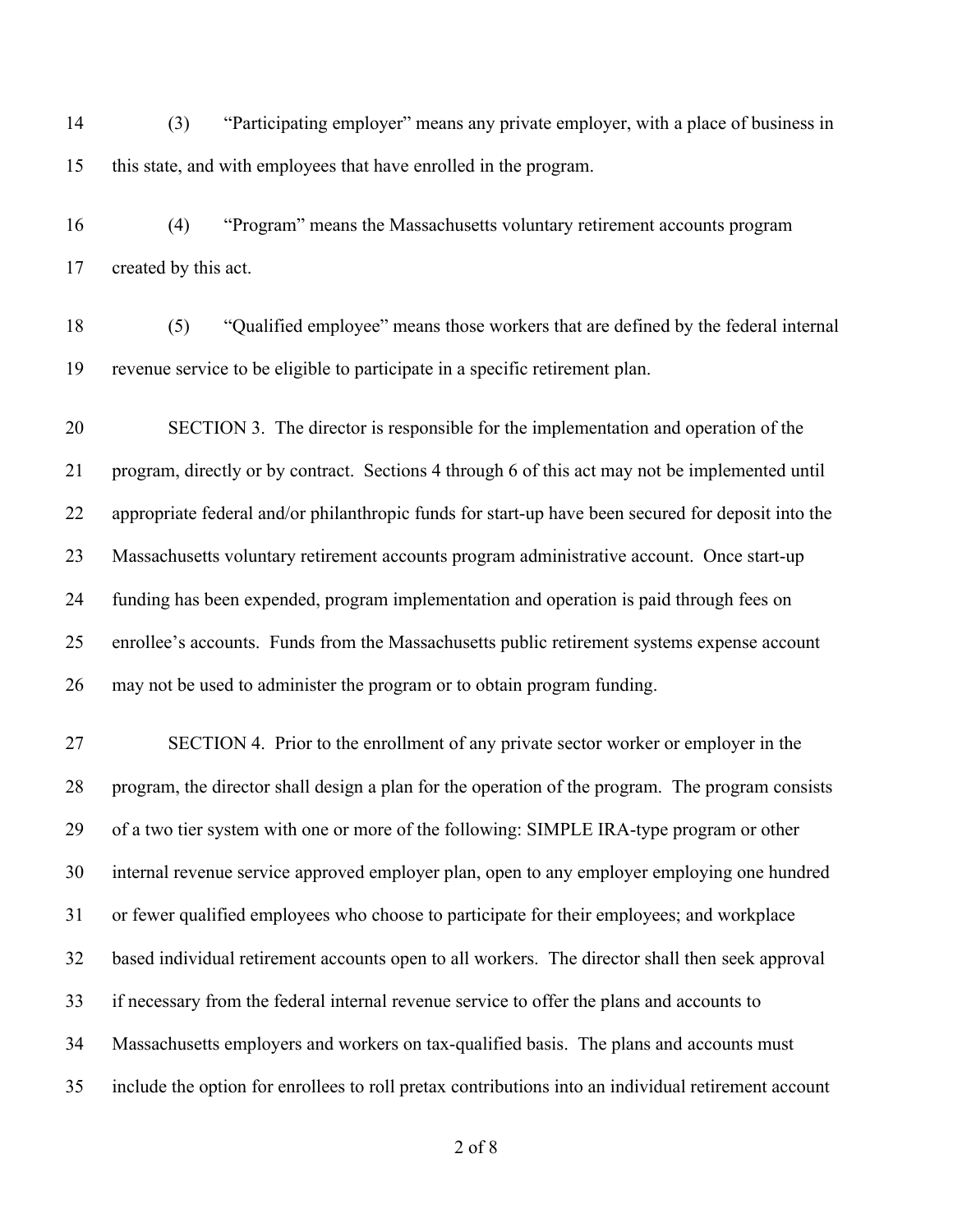(3) "Participating employer" means any private employer, with a place of business in this state, and with employees that have enrolled in the program.

(4) "Program" means the Massachusetts voluntary retirement accounts program created by this act.

(5) "Qualified employee" means those workers that are defined by the federal internal revenue service to be eligible to participate in a specific retirement plan.

SECTION 3. The director is responsible for the implementation and operation of the program, directly or by contract. Sections 4 through 6 of this act may not be implemented until appropriate federal and/or philanthropic funds for start-up have been secured for deposit into the Massachusetts voluntary retirement accounts program administrative account. Once start-up funding has been expended, program implementation and operation is paid through fees on enrollee's accounts. Funds from the Massachusetts public retirement systems expense account may not be used to administer the program or to obtain program funding.

SECTION 4. Prior to the enrollment of any private sector worker or employer in the program, the director shall design a plan for the operation of the program. The program consists of a two tier system with one or more of the following: SIMPLE IRA-type program or other internal revenue service approved employer plan, open to any employer employing one hundred or fewer qualified employees who choose to participate for their employees; and workplace based individual retirement accounts open to all workers. The director shall then seek approval if necessary from the federal internal revenue service to offer the plans and accounts to Massachusetts employers and workers on tax-qualified basis. The plans and accounts must include the option for enrollees to roll pretax contributions into an individual retirement account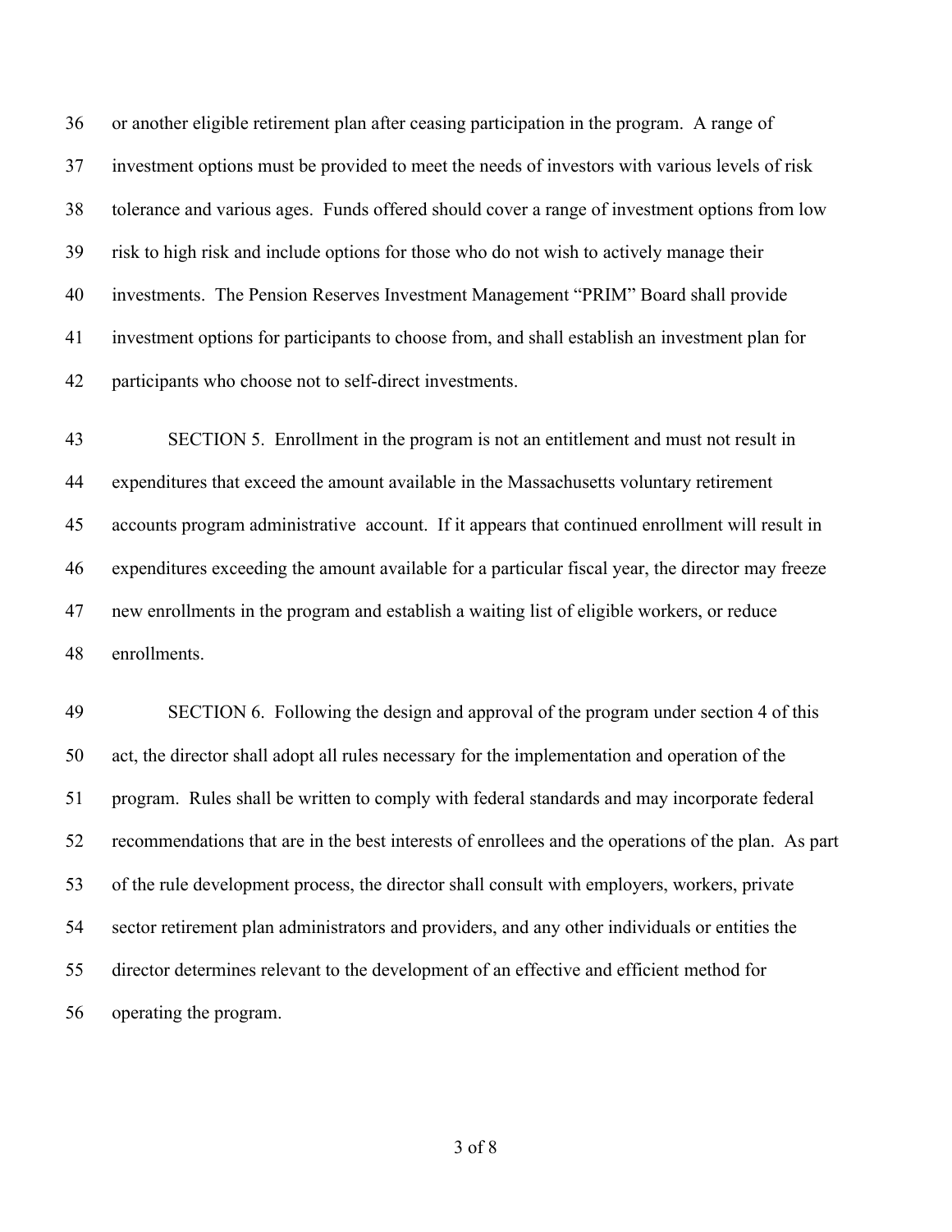or another eligible retirement plan after ceasing participation in the program. A range of investment options must be provided to meet the needs of investors with various levels of risk tolerance and various ages. Funds offered should cover a range of investment options from low risk to high risk and include options for those who do not wish to actively manage their investments. The Pension Reserves Investment Management "PRIM" Board shall provide investment options for participants to choose from, and shall establish an investment plan for participants who choose not to self-direct investments.

SECTION 5. Enrollment in the program is not an entitlement and must not result in expenditures that exceed the amount available in the Massachusetts voluntary retirement accounts program administrative account. If it appears that continued enrollment will result in expenditures exceeding the amount available for a particular fiscal year, the director may freeze new enrollments in the program and establish a waiting list of eligible workers, or reduce enrollments.

SECTION 6. Following the design and approval of the program under section 4 of this act, the director shall adopt all rules necessary for the implementation and operation of the program. Rules shall be written to comply with federal standards and may incorporate federal recommendations that are in the best interests of enrollees and the operations of the plan. As part of the rule development process, the director shall consult with employers, workers, private sector retirement plan administrators and providers, and any other individuals or entities the director determines relevant to the development of an effective and efficient method for operating the program.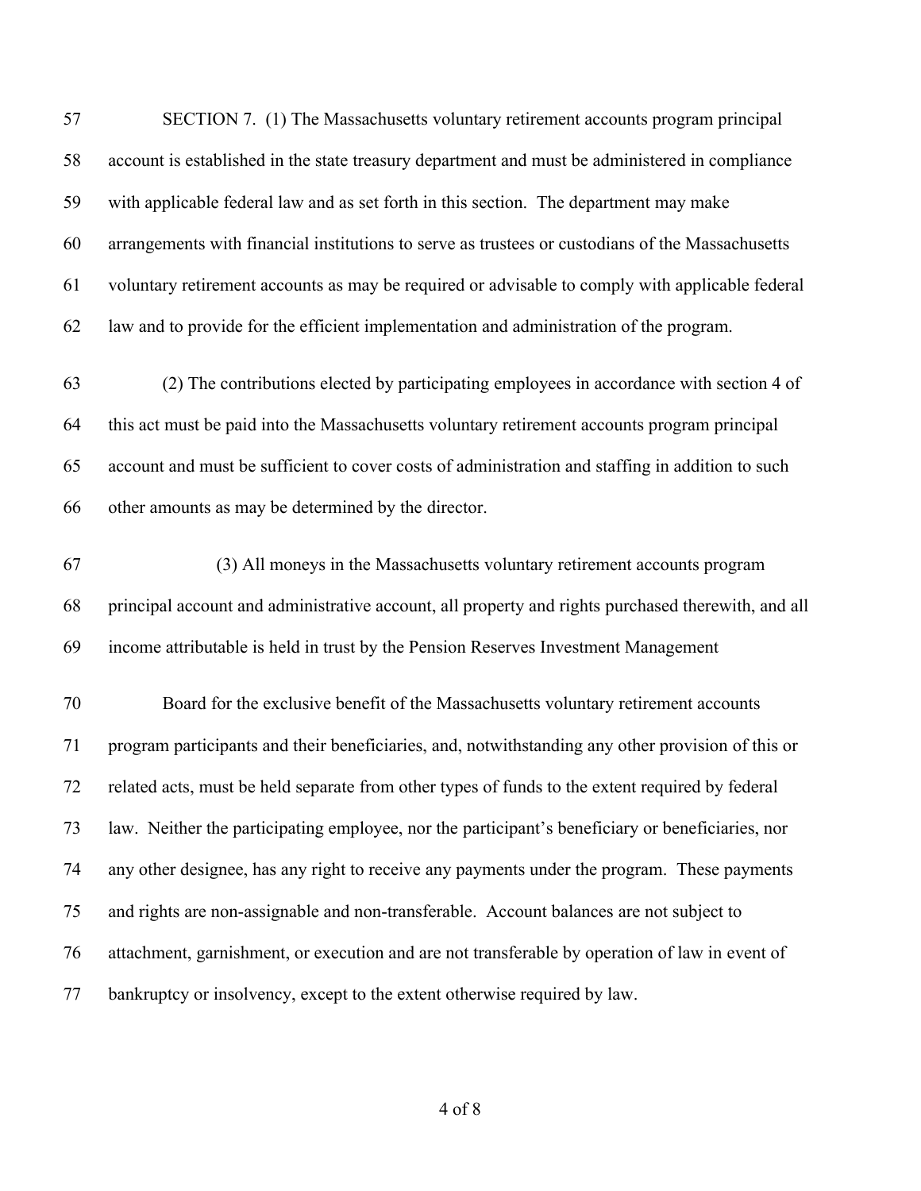SECTION 7. (1) The Massachusetts voluntary retirement accounts program principal account is established in the state treasury department and must be administered in compliance with applicable federal law and as set forth in this section. The department may make arrangements with financial institutions to serve as trustees or custodians of the Massachusetts voluntary retirement accounts as may be required or advisable to comply with applicable federal law and to provide for the efficient implementation and administration of the program.

(2) The contributions elected by participating employees in accordance with section 4 of this act must be paid into the Massachusetts voluntary retirement accounts program principal account and must be sufficient to cover costs of administration and staffing in addition to such other amounts as may be determined by the director.

(3) All moneys in the Massachusetts voluntary retirement accounts program principal account and administrative account, all property and rights purchased therewith, and all income attributable is held in trust by the Pension Reserves Investment Management Board for the exclusive benefit of the Massachusetts voluntary retirement accounts program participants and their beneficiaries, and, notwithstanding any other provision of this or related acts, must be held separate from other types of funds to the extent required by federal law. Neither the participating employee, nor the participant's beneficiary or beneficiaries, nor any other designee, has any right to receive any payments under the program. These payments and rights are non-assignable and non-transferable. Account balances are not subject to attachment, garnishment, or execution and are not transferable by operation of law in event of bankruptcy or insolvency, except to the extent otherwise required by law.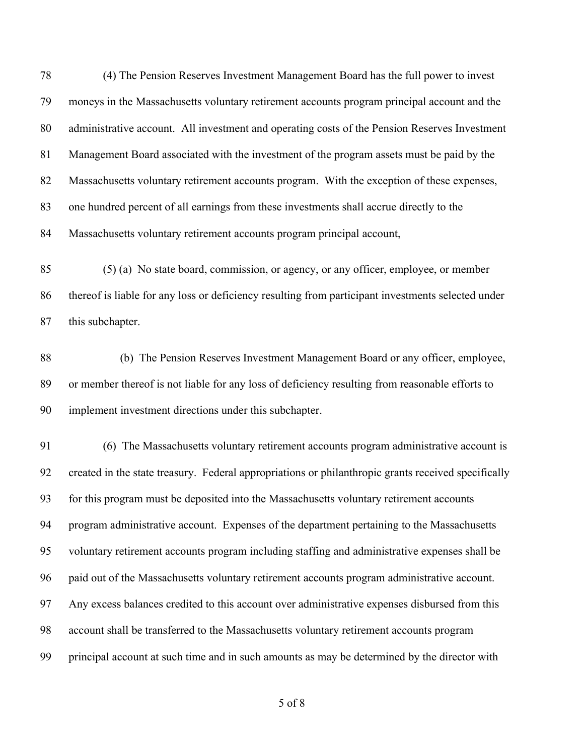(4) The Pension Reserves Investment Management Board has the full power to invest moneys in the Massachusetts voluntary retirement accounts program principal account and the administrative account. All investment and operating costs of the Pension Reserves Investment Management Board associated with the investment of the program assets must be paid by the Massachusetts voluntary retirement accounts program. With the exception of these expenses, one hundred percent of all earnings from these investments shall accrue directly to the Massachusetts voluntary retirement accounts program principal account,

(5) (a) No state board, commission, or agency, or any officer, employee, or member thereof is liable for any loss or deficiency resulting from participant investments selected under this subchapter.

(b) The Pension Reserves Investment Management Board or any officer, employee, or member thereof is not liable for any loss of deficiency resulting from reasonable efforts to implement investment directions under this subchapter.

(6) The Massachusetts voluntary retirement accounts program administrative account is created in the state treasury. Federal appropriations or philanthropic grants received specifically for this program must be deposited into the Massachusetts voluntary retirement accounts program administrative account. Expenses of the department pertaining to the Massachusetts voluntary retirement accounts program including staffing and administrative expenses shall be paid out of the Massachusetts voluntary retirement accounts program administrative account. Any excess balances credited to this account over administrative expenses disbursed from this account shall be transferred to the Massachusetts voluntary retirement accounts program principal account at such time and in such amounts as may be determined by the director with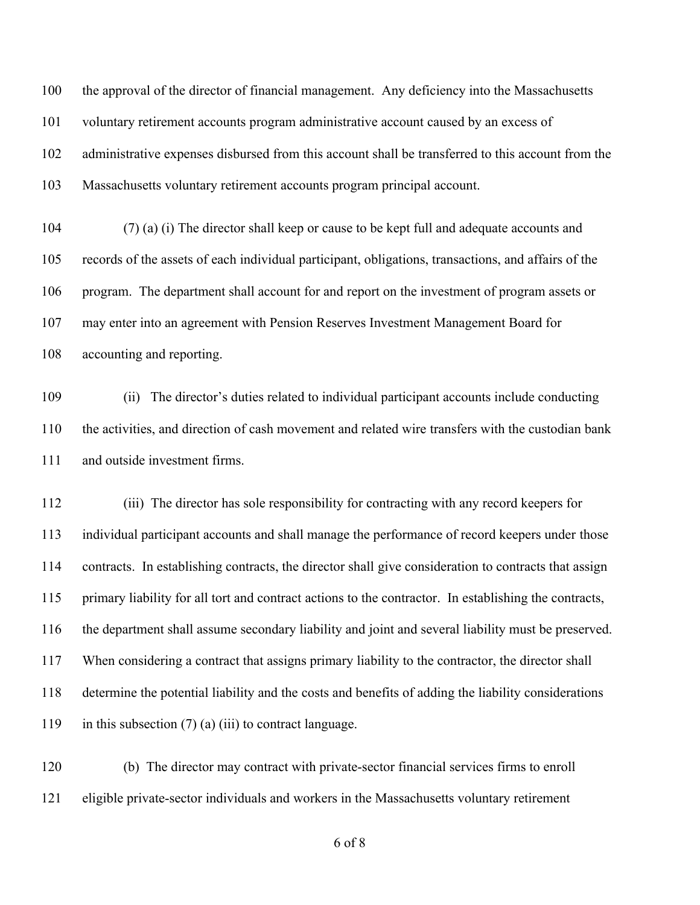the approval of the director of financial management. Any deficiency into the Massachusetts voluntary retirement accounts program administrative account caused by an excess of administrative expenses disbursed from this account shall be transferred to this account from the Massachusetts voluntary retirement accounts program principal account.

(7) (a) (i) The director shall keep or cause to be kept full and adequate accounts and records of the assets of each individual participant, obligations, transactions, and affairs of the program. The department shall account for and report on the investment of program assets or may enter into an agreement with Pension Reserves Investment Management Board for accounting and reporting.

(ii) The director's duties related to individual participant accounts include conducting the activities, and direction of cash movement and related wire transfers with the custodian bank and outside investment firms.

(iii) The director has sole responsibility for contracting with any record keepers for individual participant accounts and shall manage the performance of record keepers under those contracts. In establishing contracts, the director shall give consideration to contracts that assign primary liability for all tort and contract actions to the contractor. In establishing the contracts, the department shall assume secondary liability and joint and several liability must be preserved. When considering a contract that assigns primary liability to the contractor, the director shall determine the potential liability and the costs and benefits of adding the liability considerations in this subsection (7) (a) (iii) to contract language.

(b) The director may contract with private-sector financial services firms to enroll eligible private-sector individuals and workers in the Massachusetts voluntary retirement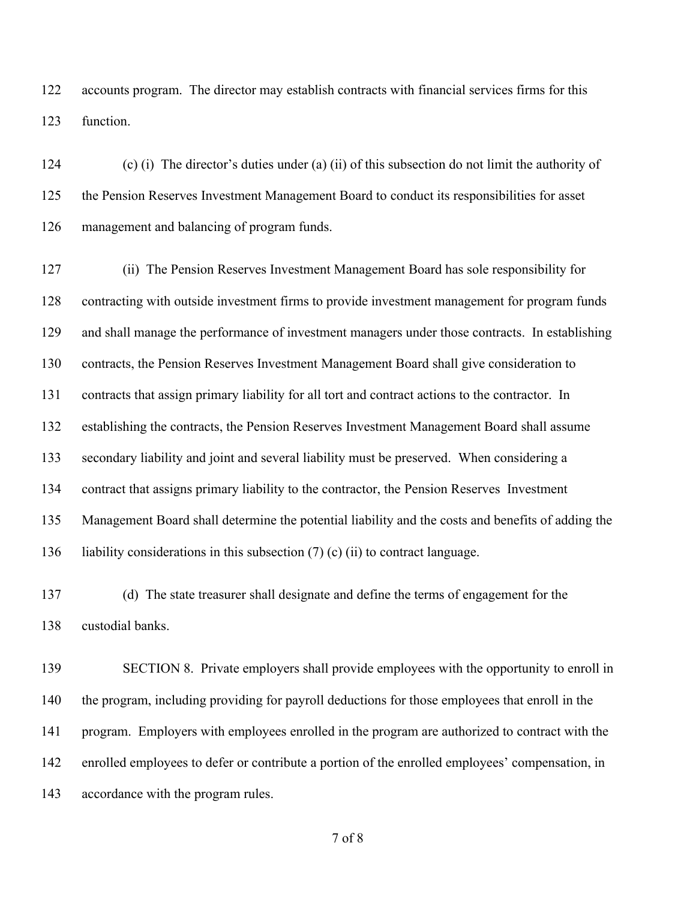accounts program. The director may establish contracts with financial services firms for this function.

(c) (i) The director's duties under (a) (ii) of this subsection do not limit the authority of the Pension Reserves Investment Management Board to conduct its responsibilities for asset management and balancing of program funds.

(ii) The Pension Reserves Investment Management Board has sole responsibility for contracting with outside investment firms to provide investment management for program funds and shall manage the performance of investment managers under those contracts. In establishing contracts, the Pension Reserves Investment Management Board shall give consideration to contracts that assign primary liability for all tort and contract actions to the contractor. In establishing the contracts, the Pension Reserves Investment Management Board shall assume secondary liability and joint and several liability must be preserved. When considering a contract that assigns primary liability to the contractor, the Pension Reserves Investment Management Board shall determine the potential liability and the costs and benefits of adding the liability considerations in this subsection (7) (c) (ii) to contract language.

(d) The state treasurer shall designate and define the terms of engagement for the custodial banks.

SECTION 8. Private employers shall provide employees with the opportunity to enroll in the program, including providing for payroll deductions for those employees that enroll in the program. Employers with employees enrolled in the program are authorized to contract with the enrolled employees to defer or contribute a portion of the enrolled employees' compensation, in accordance with the program rules.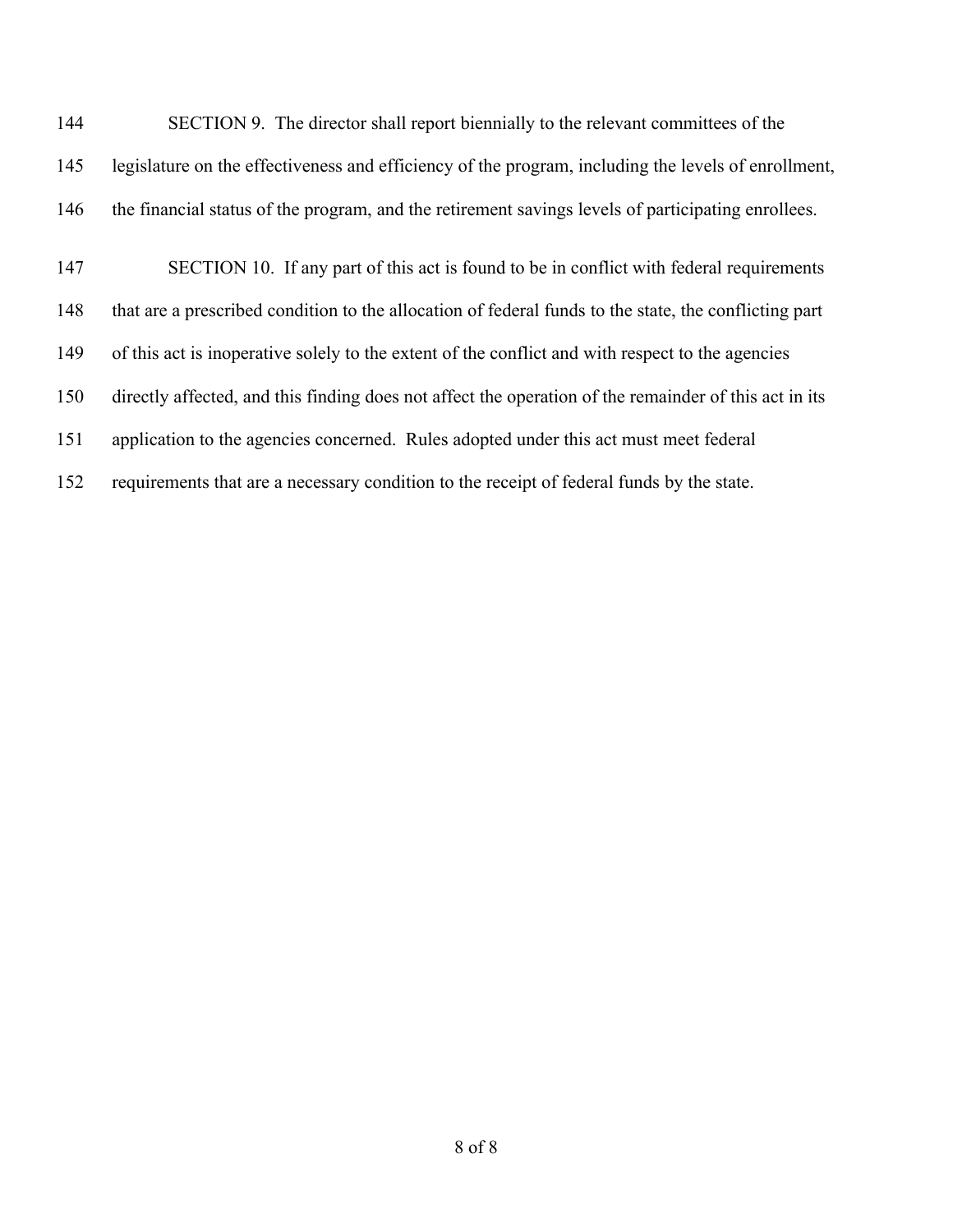SECTION 9. The director shall report biennially to the relevant committees of the legislature on the effectiveness and efficiency of the program, including the levels of enrollment, the financial status of the program, and the retirement savings levels of participating enrollees.

SECTION 10. If any part of this act is found to be in conflict with federal requirements that are a prescribed condition to the allocation of federal funds to the state, the conflicting part of this act is inoperative solely to the extent of the conflict and with respect to the agencies directly affected, and this finding does not affect the operation of the remainder of this act in its application to the agencies concerned. Rules adopted under this act must meet federal requirements that are a necessary condition to the receipt of federal funds by the state.